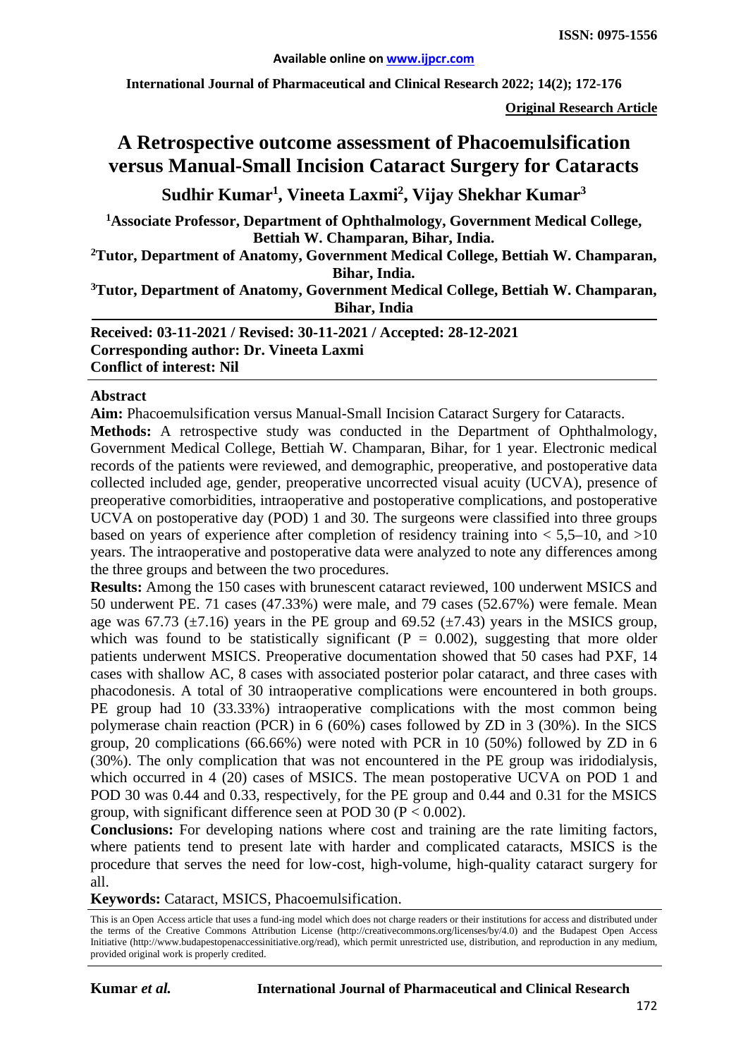**Original Research Article**

# A Retrospective outcome assessment of Phacoemulsification versus Manual-Small Incision Cataract Surgery for Cataracts

**Sudhir Kumar[1], Vineeta Laxmi[2], Vijay Shekhar Kumar[3]**

[1]Associate Professor, Department of Ophthalmology, Government Medical College, Bettiah W. Champaran, Bihar, India.

[2]Tutor, Department of Anatomy, Government Medical College, Bettiah W. Champaran, Bihar, India.

[3]Tutor, Department of Anatomy, Government Medical College, Bettiah W. Champaran, Bihar, India

**Received: 03-11-2021 / Revised: 30-11-2021 / Accepted: 28-12-2021**
**Corresponding author: Dr. Vineeta Laxmi**
**Conflict of interest: Nil**

## Abstract

**Aim:** Phacoemulsification versus Manual-Small Incision Cataract Surgery for Cataracts.

**Methods:** A retrospective study was conducted in the Department of Ophthalmology, Government Medical College, Bettiah W. Champaran, Bihar, for 1 year. Electronic medical records of the patients were reviewed, and demographic, preoperative, and postoperative data collected included age, gender, preoperative uncorrected visual acuity (UCVA), presence of preoperative comorbidities, intraoperative and postoperative complications, and postoperative UCVA on postoperative day (POD) 1 and 30. The surgeons were classified into three groups based on years of experience after completion of residency training into < 5,5–10, and >10 years. The intraoperative and postoperative data were analyzed to note any differences among the three groups and between the two procedures.

**Results:** Among the 150 cases with brunescent cataract reviewed, 100 underwent MSICS and 50 underwent PE. 71 cases (47.33%) were male, and 79 cases (52.67%) were female. Mean age was 67.73 (±7.16) years in the PE group and 69.52 (±7.43) years in the MSICS group, which was found to be statistically significant ($P = 0.002$), suggesting that more older patients underwent MSICS. Preoperative documentation showed that 50 cases had PXF, 14 cases with shallow AC, 8 cases with associated posterior polar cataract, and three cases with phacodonesis. A total of 30 intraoperative complications were encountered in both groups. PE group had 10 (33.33%) intraoperative complications with the most common being polymerase chain reaction (PCR) in 6 (60%) cases followed by ZD in 3 (30%). In the SICS group, 20 complications (66.66%) were noted with PCR in 10 (50%) followed by ZD in 6 (30%). The only complication that was not encountered in the PE group was iridodialysis, which occurred in 4 (20) cases of MSICS. The mean postoperative UCVA on POD 1 and POD 30 was 0.44 and 0.33, respectively, for the PE group and 0.44 and 0.31 for the MSICS group, with significant difference seen at POD 30 ($P < 0.002$).

**Conclusions:** For developing nations where cost and training are the rate limiting factors, where patients tend to present late with harder and complicated cataracts, MSICS is the procedure that serves the need for low-cost, high-volume, high-quality cataract surgery for all.

**Keywords:** Cataract, MSICS, Phacoemulsification.

This is an Open Access article that uses a fund-ing model which does not charge readers or their institutions for access and distributed under the terms of the Creative Commons Attribution License (http://creativecommons.org/licenses/by/4.0) and the Budapest Open Access Initiative (http://www.budapestopenaccessinitiative.org/read), which permit unrestricted use, distribution, and reproduction in any medium, provided original work is properly credited.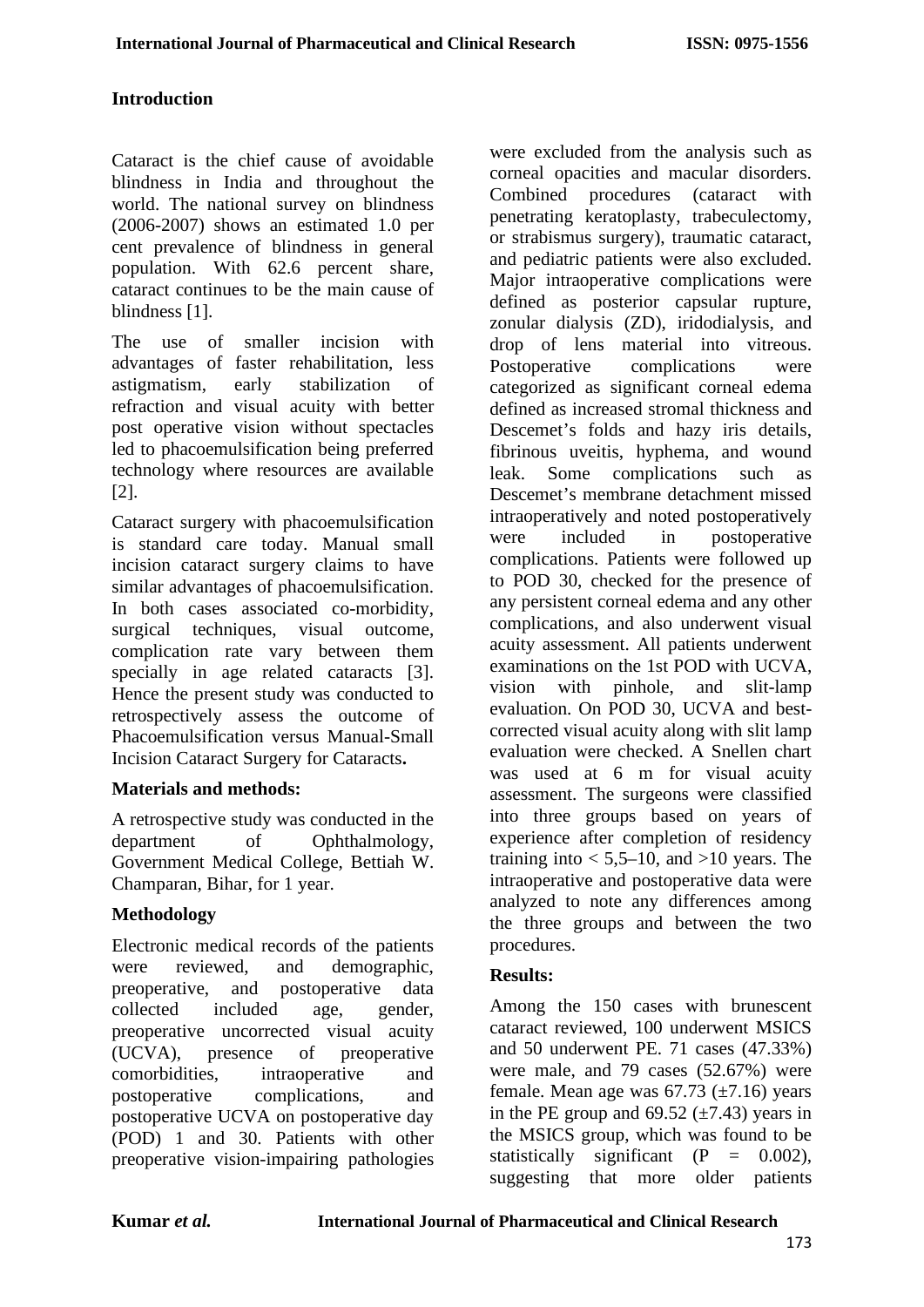## Introduction

Cataract is the chief cause of avoidable blindness in India and throughout the world. The national survey on blindness (2006-2007) shows an estimated 1.0 per cent prevalence of blindness in general population. With 62.6 percent share, cataract continues to be the main cause of blindness [1].

The use of smaller incision with advantages of faster rehabilitation, less astigmatism, early stabilization of refraction and visual acuity with better post operative vision without spectacles led to phacoemulsification being preferred technology where resources are available [2].

Cataract surgery with phacoemulsification is standard care today. Manual small incision cataract surgery claims to have similar advantages of phacoemulsification. In both cases associated co-morbidity, surgical techniques, visual outcome, complication rate vary between them specially in age related cataracts [3]. Hence the present study was conducted to retrospectively assess the outcome of Phacoemulsification versus Manual-Small Incision Cataract Surgery for Cataracts**.**

## Materials and methods:

A retrospective study was conducted in the department of Ophthalmology, Government Medical College, Bettiah W. Champaran, Bihar, for 1 year.

## Methodology

Electronic medical records of the patients were reviewed, and demographic, preoperative, and postoperative data collected included age, gender, preoperative uncorrected visual acuity (UCVA), presence of preoperative comorbidities, intraoperative and postoperative complications, and postoperative UCVA on postoperative day (POD) 1 and 30. Patients with other preoperative vision-impairing pathologies were excluded from the analysis such as corneal opacities and macular disorders. Combined procedures (cataract with penetrating keratoplasty, trabeculectomy, or strabismus surgery), traumatic cataract, and pediatric patients were also excluded. Major intraoperative complications were defined as posterior capsular rupture, zonular dialysis (ZD), iridodialysis, and drop of lens material into vitreous. Postoperative complications were categorized as significant corneal edema defined as increased stromal thickness and Descemet's folds and hazy iris details, fibrinous uveitis, hyphema, and wound leak. Some complications such as Descemet's membrane detachment missed intraoperatively and noted postoperatively were included in postoperative complications. Patients were followed up to POD 30, checked for the presence of any persistent corneal edema and any other complications, and also underwent visual acuity assessment. All patients underwent examinations on the 1st POD with UCVA, vision with pinhole, and slit-lamp evaluation. On POD 30, UCVA and best-corrected visual acuity along with slit lamp evaluation were checked. A Snellen chart was used at 6 m for visual acuity assessment. The surgeons were classified into three groups based on years of experience after completion of residency training into < 5,5–10, and >10 years. The intraoperative and postoperative data were analyzed to note any differences among the three groups and between the two procedures.

## Results:

Among the 150 cases with brunescent cataract reviewed, 100 underwent MSICS and 50 underwent PE. 71 cases (47.33%) were male, and 79 cases (52.67%) were female. Mean age was 67.73 (±7.16) years in the PE group and 69.52 (±7.43) years in the MSICS group, which was found to be statistically significant (P = 0.002), suggesting that more older patients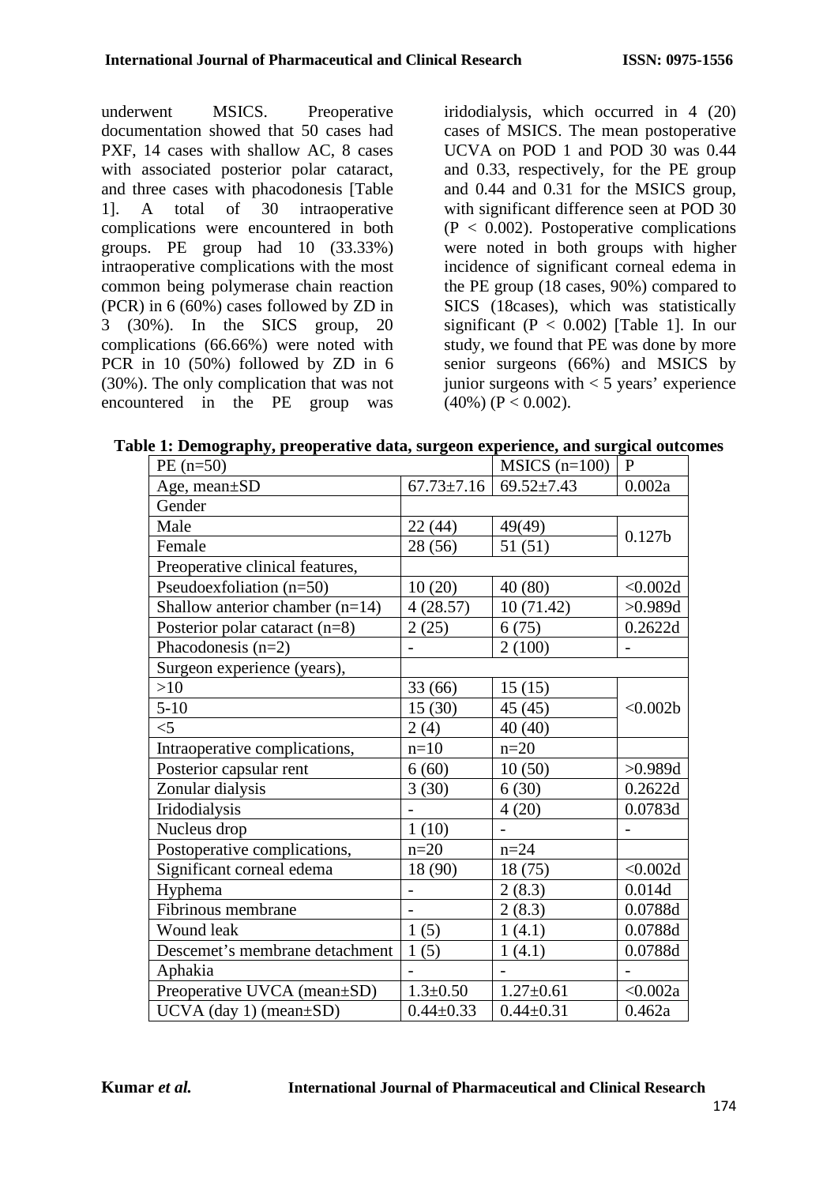underwent MSICS. Preoperative documentation showed that 50 cases had PXF, 14 cases with shallow AC, 8 cases with associated posterior polar cataract, and three cases with phacodonesis [Table 1]. A total of 30 intraoperative complications were encountered in both groups. PE group had 10 (33.33%) intraoperative complications with the most common being polymerase chain reaction (PCR) in 6 (60%) cases followed by ZD in 3 (30%). In the SICS group, 20 complications (66.66%) were noted with PCR in 10 (50%) followed by ZD in 6 (30%). The only complication that was not encountered in the PE group was iridodialysis, which occurred in 4 (20) cases of MSICS. The mean postoperative UCVA on POD 1 and POD 30 was 0.44 and 0.33, respectively, for the PE group and 0.44 and 0.31 for the MSICS group, with significant difference seen at POD 30 ($P < 0.002$). Postoperative complications were noted in both groups with higher incidence of significant corneal edema in the PE group (18 cases, 90%) compared to SICS (18cases), which was statistically significant ($P < 0.002$) [Table 1]. In our study, we found that PE was done by more senior surgeons (66%) and MSICS by junior surgeons with < 5 years' experience (40%) ($P < 0.002$).

**Table 1: Demography, preoperative data, surgeon experience, and surgical outcomes**

| PE (n=50) | | MSICS (n=100) | P |
|---|---|---|---|
| Age, mean±SD | 67.73±7.16 | 69.52±7.43 | 0.002a |
| Gender | | | |
| Male | 22 (44) | 49(49) | 0.127b |
| Female | 28 (56) | 51 (51) | |
| Preoperative clinical features, | | | |
| Pseudoexfoliation (n=50) | 10 (20) | 40 (80) | <0.002d |
| Shallow anterior chamber (n=14) | 4 (28.57) | 10 (71.42) | >0.989d |
| Posterior polar cataract (n=8) | 2 (25) | 6 (75) | 0.2622d |
| Phacodonesis (n=2) | - | 2 (100) | - |
| Surgeon experience (years), | | | |
| >10 | 33 (66) | 15 (15) | <0.002b |
| 5-10 | 15 (30) | 45 (45) | |
| <5 | 2 (4) | 40 (40) | |
| Intraoperative complications, | n=10 | n=20 | |
| Posterior capsular rent | 6 (60) | 10 (50) | >0.989d |
| Zonular dialysis | 3 (30) | 6 (30) | 0.2622d |
| Iridodialysis | - | 4 (20) | 0.0783d |
| Nucleus drop | 1 (10) | - | - |
| Postoperative complications, | n=20 | n=24 | |
| Significant corneal edema | 18 (90) | 18 (75) | <0.002d |
| Hyphema | - | 2 (8.3) | 0.014d |
| Fibrinous membrane | - | 2 (8.3) | 0.0788d |
| Wound leak | 1 (5) | 1 (4.1) | 0.0788d |
| Descemet's membrane detachment | 1 (5) | 1 (4.1) | 0.0788d |
| Aphakia | - | - | - |
| Preoperative UVCA (mean±SD) | 1.3±0.50 | 1.27±0.61 | <0.002a |
| UCVA (day 1) (mean±SD) | 0.44±0.33 | 0.44±0.31 | 0.462a |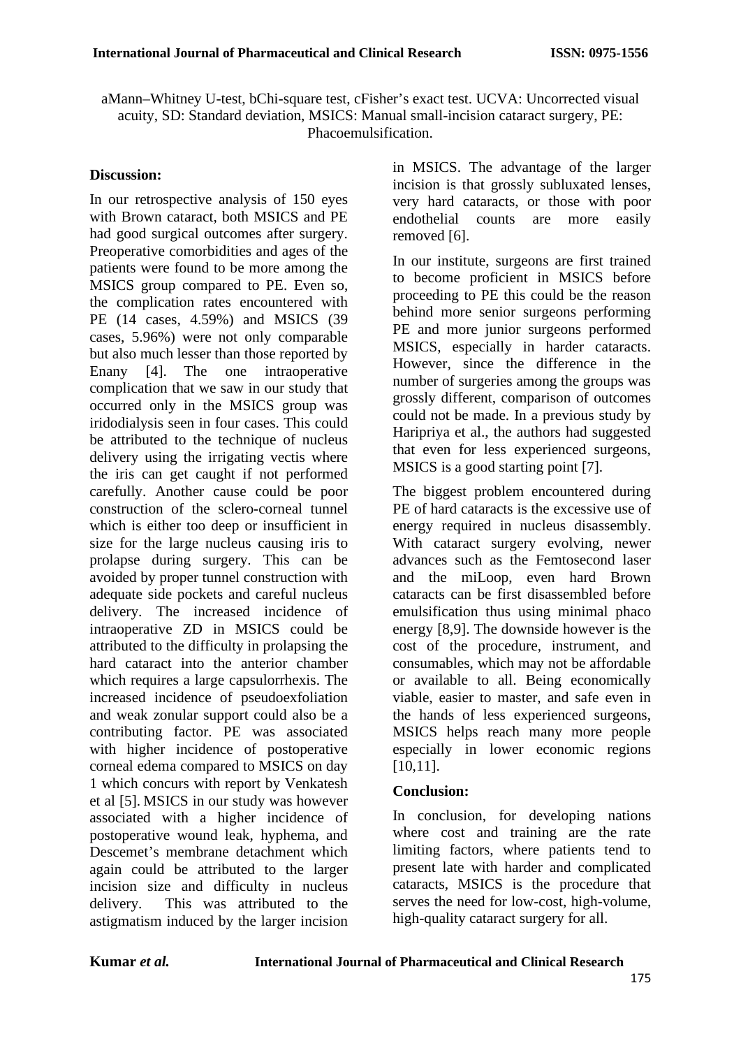aMann–Whitney U-test, bChi-square test, cFisher's exact test. UCVA: Uncorrected visual acuity, SD: Standard deviation, MSICS: Manual small-incision cataract surgery, PE: Phacoemulsification.

## Discussion:

In our retrospective analysis of 150 eyes with Brown cataract, both MSICS and PE had good surgical outcomes after surgery. Preoperative comorbidities and ages of the patients were found to be more among the MSICS group compared to PE. Even so, the complication rates encountered with PE (14 cases, 4.59%) and MSICS (39 cases, 5.96%) were not only comparable but also much lesser than those reported by Enany [4]. The one intraoperative complication that we saw in our study that occurred only in the MSICS group was iridodialysis seen in four cases. This could be attributed to the technique of nucleus delivery using the irrigating vectis where the iris can get caught if not performed carefully. Another cause could be poor construction of the sclero-corneal tunnel which is either too deep or insufficient in size for the large nucleus causing iris to prolapse during surgery. This can be avoided by proper tunnel construction with adequate side pockets and careful nucleus delivery. The increased incidence of intraoperative ZD in MSICS could be attributed to the difficulty in prolapsing the hard cataract into the anterior chamber which requires a large capsulorrhexis. The increased incidence of pseudoexfoliation and weak zonular support could also be a contributing factor. PE was associated with higher incidence of postoperative corneal edema compared to MSICS on day 1 which concurs with report by Venkatesh et al [5]. MSICS in our study was however associated with a higher incidence of postoperative wound leak, hyphema, and Descemet's membrane detachment which again could be attributed to the larger incision size and difficulty in nucleus delivery. This was attributed to the astigmatism induced by the larger incision in MSICS. The advantage of the larger incision is that grossly subluxated lenses, very hard cataracts, or those with poor endothelial counts are more easily removed [6].

In our institute, surgeons are first trained to become proficient in MSICS before proceeding to PE this could be the reason behind more senior surgeons performing PE and more junior surgeons performed MSICS, especially in harder cataracts. However, since the difference in the number of surgeries among the groups was grossly different, comparison of outcomes could not be made. In a previous study by Haripriya et al., the authors had suggested that even for less experienced surgeons, MSICS is a good starting point [7].

The biggest problem encountered during PE of hard cataracts is the excessive use of energy required in nucleus disassembly. With cataract surgery evolving, newer advances such as the Femtosecond laser and the miLoop, even hard Brown cataracts can be first disassembled before emulsification thus using minimal phaco energy [8,9]. The downside however is the cost of the procedure, instrument, and consumables, which may not be affordable or available to all. Being economically viable, easier to master, and safe even in the hands of less experienced surgeons, MSICS helps reach many more people especially in lower economic regions [10,11].

## Conclusion:

In conclusion, for developing nations where cost and training are the rate limiting factors, where patients tend to present late with harder and complicated cataracts, MSICS is the procedure that serves the need for low-cost, high-volume, high-quality cataract surgery for all.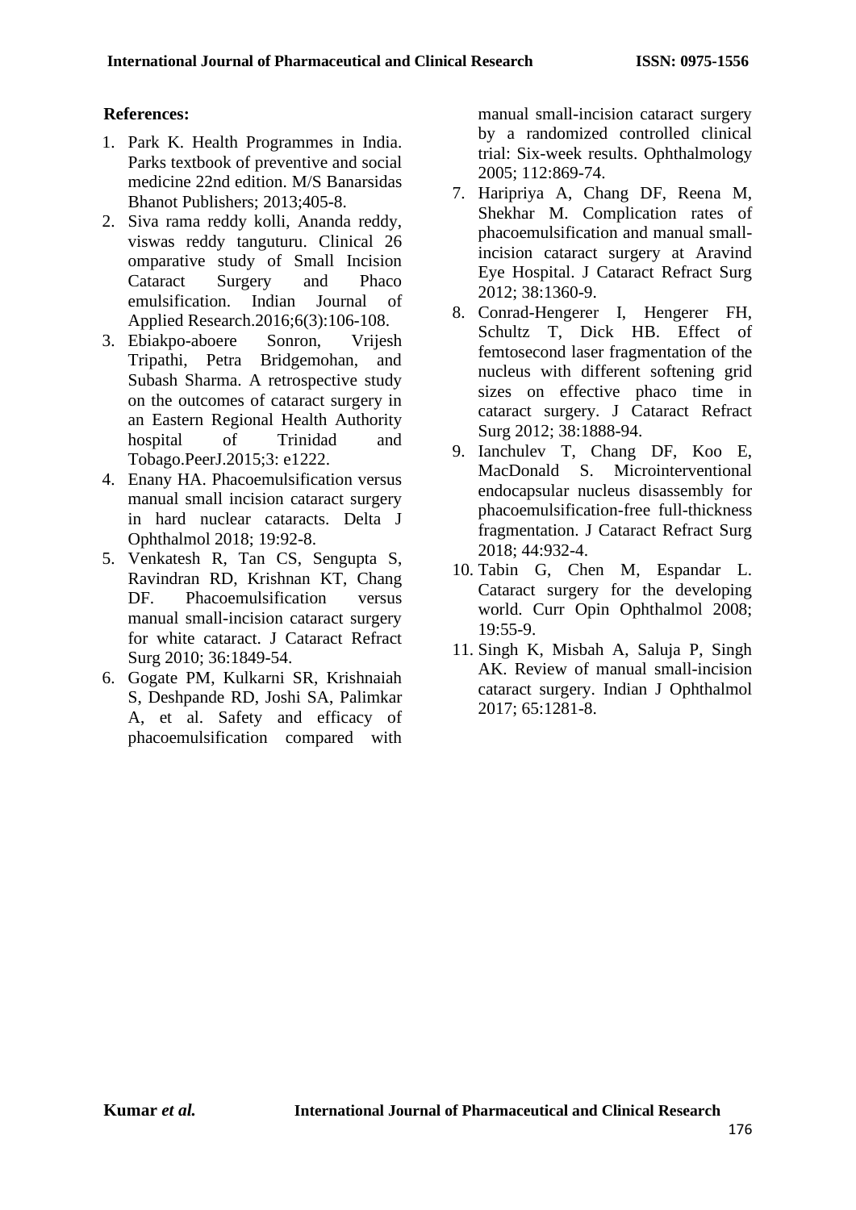**References:**

1. Park K. Health Programmes in India. Parks textbook of preventive and social medicine 22nd edition. M/S Banarsidas Bhanot Publishers; 2013;405-8.
2. Siva rama reddy kolli, Ananda reddy, viswas reddy tanguturu. Clinical 26 omparative study of Small Incision Cataract Surgery and Phaco emulsification. Indian Journal of Applied Research.2016;6(3):106-108.
3. Ebiakpo-aboere Sonron, Vrijesh Tripathi, Petra Bridgemohan, and Subash Sharma. A retrospective study on the outcomes of cataract surgery in an Eastern Regional Health Authority hospital of Trinidad and Tobago.PeerJ.2015;3: e1222.
4. Enany HA. Phacoemulsification versus manual small incision cataract surgery in hard nuclear cataracts. Delta J Ophthalmol 2018; 19:92-8.
5. Venkatesh R, Tan CS, Sengupta S, Ravindran RD, Krishnan KT, Chang DF. Phacoemulsification versus manual small-incision cataract surgery for white cataract. J Cataract Refract Surg 2010; 36:1849-54.
6. Gogate PM, Kulkarni SR, Krishnaiah S, Deshpande RD, Joshi SA, Palimkar A, et al. Safety and efficacy of phacoemulsification compared with manual small-incision cataract surgery by a randomized controlled clinical trial: Six-week results. Ophthalmology 2005; 112:869-74.
7. Haripriya A, Chang DF, Reena M, Shekhar M. Complication rates of phacoemulsification and manual small-incision cataract surgery at Aravind Eye Hospital. J Cataract Refract Surg 2012; 38:1360-9.
8. Conrad-Hengerer I, Hengerer FH, Schultz T, Dick HB. Effect of femtosecond laser fragmentation of the nucleus with different softening grid sizes on effective phaco time in cataract surgery. J Cataract Refract Surg 2012; 38:1888-94.
9. Ianchulev T, Chang DF, Koo E, MacDonald S. Microinterventional endocapsular nucleus disassembly for phacoemulsification-free full-thickness fragmentation. J Cataract Refract Surg 2018; 44:932-4.
10. Tabin G, Chen M, Espandar L. Cataract surgery for the developing world. Curr Opin Ophthalmol 2008; 19:55-9.
11. Singh K, Misbah A, Saluja P, Singh AK. Review of manual small-incision cataract surgery. Indian J Ophthalmol 2017; 65:1281-8.